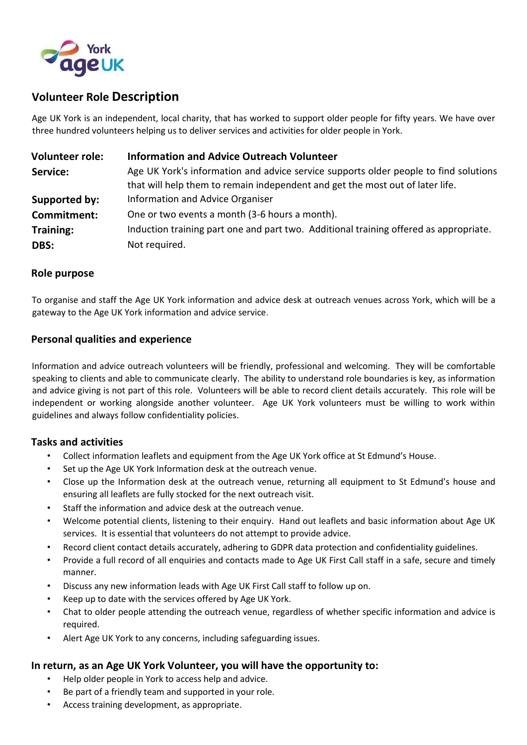York Age UK

# Volunteer Role Description

Age UK York is an independent, local charity, that has worked to support older people for fifty years. We have over three hundred volunteers helping us to deliver services and activities for older people in York.

| | |
|---|---|
| **Volunteer role:** | **Information and Advice Outreach Volunteer** |
| **Service:** | Age UK York's information and advice service supports older people to find solutions that will help them to remain independent and get the most out of later life. |
| **Supported by:** | Information and Advice Organiser |
| **Commitment:** | One or two events a month (3-6 hours a month). |
| **Training:** | Induction training part one and part two. Additional training offered as appropriate. |
| **DBS:** | Not required. |

## Role purpose

To organise and staff the Age UK York information and advice desk at outreach venues across York, which will be a gateway to the Age UK York information and advice service.

## Personal qualities and experience

Information and advice outreach volunteers will be friendly, professional and welcoming. They will be comfortable speaking to clients and able to communicate clearly. The ability to understand role boundaries is key, as information and advice giving is not part of this role. Volunteers will be able to record client details accurately. This role will be independent or working alongside another volunteer. Age UK York volunteers must be willing to work within guidelines and always follow confidentiality policies.

## Tasks and activities

- Collect information leaflets and equipment from the Age UK York office at St Edmund's House.
- Set up the Age UK York Information desk at the outreach venue.
- Close up the Information desk at the outreach venue, returning all equipment to St Edmund's house and ensuring all leaflets are fully stocked for the next outreach visit.
- Staff the information and advice desk at the outreach venue.
- Welcome potential clients, listening to their enquiry. Hand out leaflets and basic information about Age UK services. It is essential that volunteers do not attempt to provide advice.
- Record client contact details accurately, adhering to GDPR data protection and confidentiality guidelines.
- Provide a full record of all enquiries and contacts made to Age UK First Call staff in a safe, secure and timely manner.
- Discuss any new information leads with Age UK First Call staff to follow up on.
- Keep up to date with the services offered by Age UK York.
- Chat to older people attending the outreach venue, regardless of whether specific information and advice is required.
- Alert Age UK York to any concerns, including safeguarding issues.

## In return, as an Age UK York Volunteer, you will have the opportunity to:

- Help older people in York to access help and advice.
- Be part of a friendly team and supported in your role.
- Access training development, as appropriate.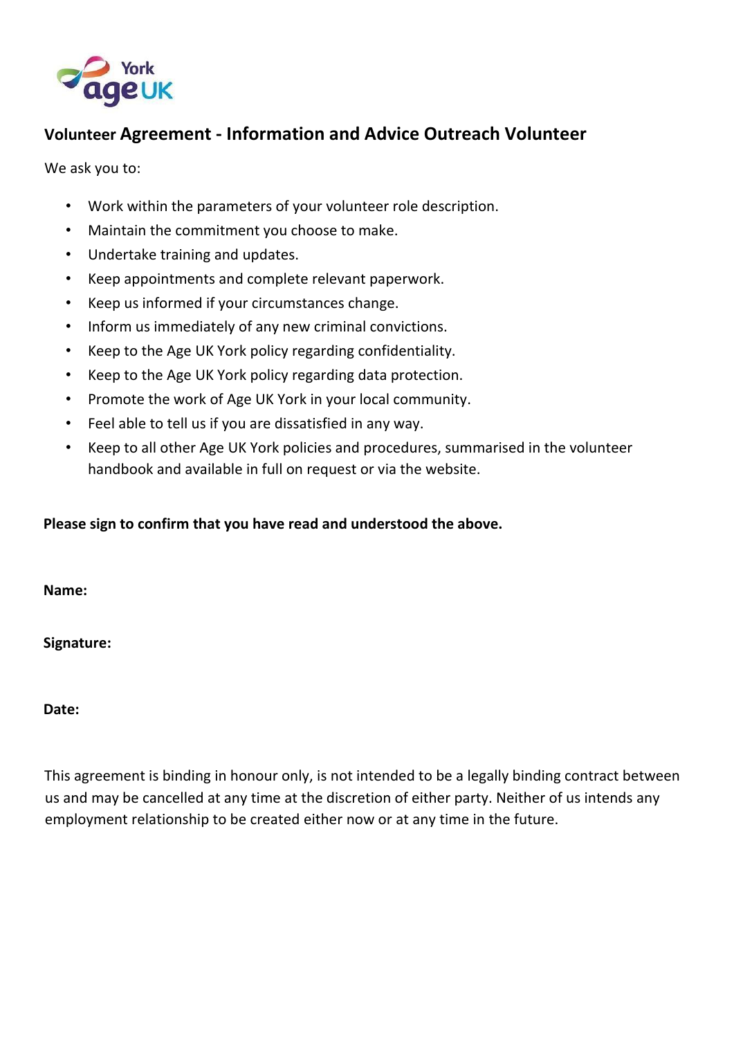## Volunteer Agreement - Information and Advice Outreach Volunteer

We ask you to:

- Work within the parameters of your volunteer role description.
- Maintain the commitment you choose to make.
- Undertake training and updates.
- Keep appointments and complete relevant paperwork.
- Keep us informed if your circumstances change.
- Inform us immediately of any new criminal convictions.
- Keep to the Age UK York policy regarding confidentiality.
- Keep to the Age UK York policy regarding data protection.
- Promote the work of Age UK York in your local community.
- Feel able to tell us if you are dissatisfied in any way.
- Keep to all other Age UK York policies and procedures, summarised in the volunteer handbook and available in full on request or via the website.

**Please sign to confirm that you have read and understood the above.**

**Name:**

**Signature:**

**Date:**

This agreement is binding in honour only, is not intended to be a legally binding contract between us and may be cancelled at any time at the discretion of either party. Neither of us intends any employment relationship to be created either now or at any time in the future.